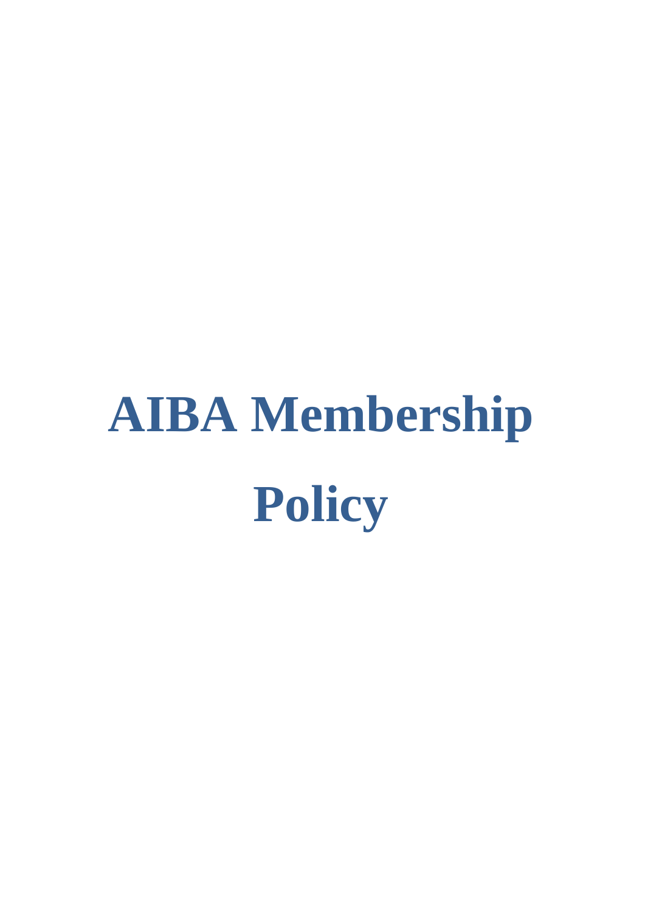# AIBA Membership Policy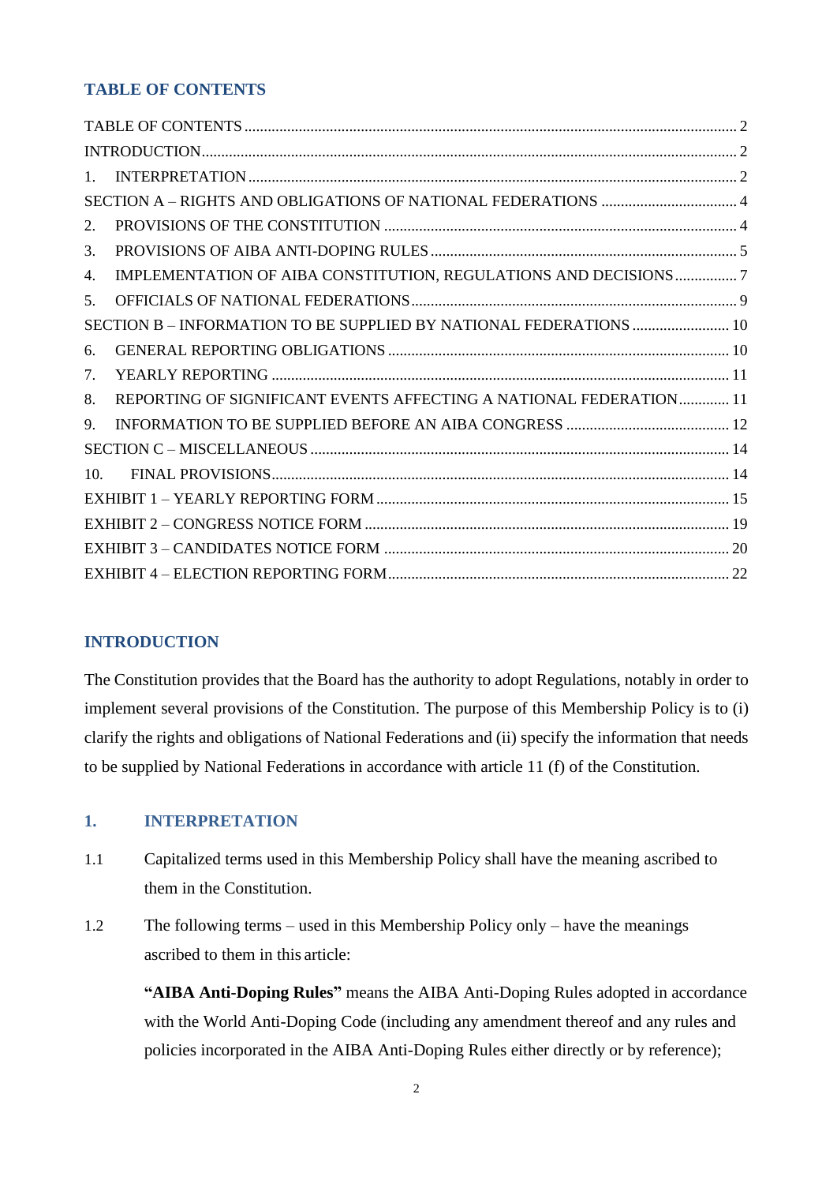## TABLE OF CONTENTS

TABLE OF CONTENTS ... 2
INTRODUCTION ... 2
1. INTERPRETATION ... 2
SECTION A – RIGHTS AND OBLIGATIONS OF NATIONAL FEDERATIONS ... 4
2. PROVISIONS OF THE CONSTITUTION ... 4
3. PROVISIONS OF AIBA ANTI-DOPING RULES ... 5
4. IMPLEMENTATION OF AIBA CONSTITUTION, REGULATIONS AND DECISIONS ... 7
5. OFFICIALS OF NATIONAL FEDERATIONS ... 9
SECTION B – INFORMATION TO BE SUPPLIED BY NATIONAL FEDERATIONS ... 10
6. GENERAL REPORTING OBLIGATIONS ... 10
7. YEARLY REPORTING ... 11
8. REPORTING OF SIGNIFICANT EVENTS AFFECTING A NATIONAL FEDERATION ... 11
9. INFORMATION TO BE SUPPLIED BEFORE AN AIBA CONGRESS ... 12
SECTION C – MISCELLANEOUS ... 14
10. FINAL PROVISIONS ... 14
EXHIBIT 1 – YEARLY REPORTING FORM ... 15
EXHIBIT 2 – CONGRESS NOTICE FORM ... 19
EXHIBIT 3 – CANDIDATES NOTICE FORM ... 20
EXHIBIT 4 – ELECTION REPORTING FORM ... 22

## INTRODUCTION

The Constitution provides that the Board has the authority to adopt Regulations, notably in order to implement several provisions of the Constitution. The purpose of this Membership Policy is to (i) clarify the rights and obligations of National Federations and (ii) specify the information that needs to be supplied by National Federations in accordance with article 11 (f) of the Constitution.

## 1. INTERPRETATION

1.1 Capitalized terms used in this Membership Policy shall have the meaning ascribed to them in the Constitution.

1.2 The following terms – used in this Membership Policy only – have the meanings ascribed to them in this article:

**"AIBA Anti-Doping Rules"** means the AIBA Anti-Doping Rules adopted in accordance with the World Anti-Doping Code (including any amendment thereof and any rules and policies incorporated in the AIBA Anti-Doping Rules either directly or by reference);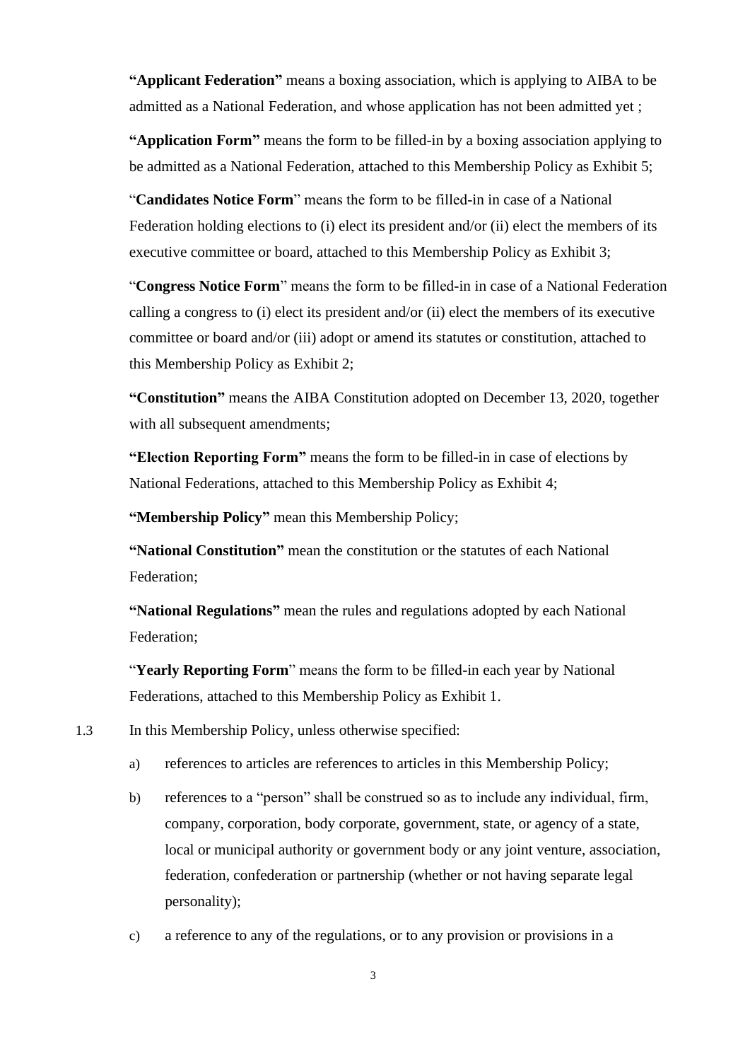**"Applicant Federation"** means a boxing association, which is applying to AIBA to be admitted as a National Federation, and whose application has not been admitted yet ;

**"Application Form"** means the form to be filled-in by a boxing association applying to be admitted as a National Federation, attached to this Membership Policy as Exhibit 5;

"**Candidates Notice Form**" means the form to be filled-in in case of a National Federation holding elections to (i) elect its president and/or (ii) elect the members of its executive committee or board, attached to this Membership Policy as Exhibit 3;

"**Congress Notice Form**" means the form to be filled-in in case of a National Federation calling a congress to (i) elect its president and/or (ii) elect the members of its executive committee or board and/or (iii) adopt or amend its statutes or constitution, attached to this Membership Policy as Exhibit 2;

**"Constitution"** means the AIBA Constitution adopted on December 13, 2020, together with all subsequent amendments;

**"Election Reporting Form"** means the form to be filled-in in case of elections by National Federations, attached to this Membership Policy as Exhibit 4;

**"Membership Policy"** mean this Membership Policy;

**"National Constitution"** mean the constitution or the statutes of each National Federation;

**"National Regulations"** mean the rules and regulations adopted by each National Federation;

"**Yearly Reporting Form**" means the form to be filled-in each year by National Federations, attached to this Membership Policy as Exhibit 1.

1.3 In this Membership Policy, unless otherwise specified:

a) references to articles are references to articles in this Membership Policy;

b) references to a "person" shall be construed so as to include any individual, firm, company, corporation, body corporate, government, state, or agency of a state, local or municipal authority or government body or any joint venture, association, federation, confederation or partnership (whether or not having separate legal personality);

c) a reference to any of the regulations, or to any provision or provisions in a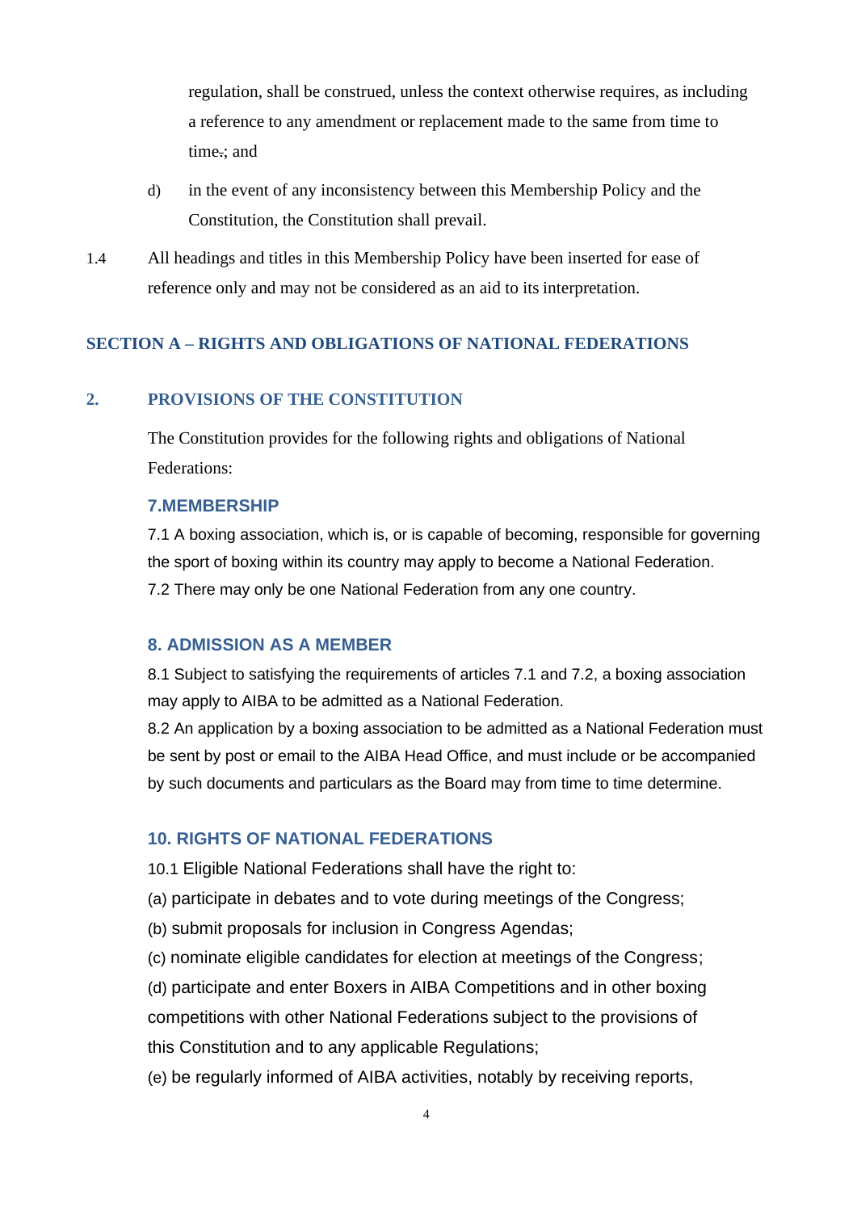regulation, shall be construed, unless the context otherwise requires, as including a reference to any amendment or replacement made to the same from time to time.; and

d) in the event of any inconsistency between this Membership Policy and the Constitution, the Constitution shall prevail.

1.4 All headings and titles in this Membership Policy have been inserted for ease of reference only and may not be considered as an aid to its interpretation.

## SECTION A – RIGHTS AND OBLIGATIONS OF NATIONAL FEDERATIONS

### 2. PROVISIONS OF THE CONSTITUTION

The Constitution provides for the following rights and obligations of National Federations:

#### 7.MEMBERSHIP

7.1 A boxing association, which is, or is capable of becoming, responsible for governing the sport of boxing within its country may apply to become a National Federation.
7.2 There may only be one National Federation from any one country.

#### 8. ADMISSION AS A MEMBER

8.1 Subject to satisfying the requirements of articles 7.1 and 7.2, a boxing association may apply to AIBA to be admitted as a National Federation.
8.2 An application by a boxing association to be admitted as a National Federation must be sent by post or email to the AIBA Head Office, and must include or be accompanied by such documents and particulars as the Board may from time to time determine.

#### 10. RIGHTS OF NATIONAL FEDERATIONS

10.1 Eligible National Federations shall have the right to:
(a) participate in debates and to vote during meetings of the Congress;
(b) submit proposals for inclusion in Congress Agendas;
(c) nominate eligible candidates for election at meetings of the Congress;
(d) participate and enter Boxers in AIBA Competitions and in other boxing competitions with other National Federations subject to the provisions of this Constitution and to any applicable Regulations;
(e) be regularly informed of AIBA activities, notably by receiving reports,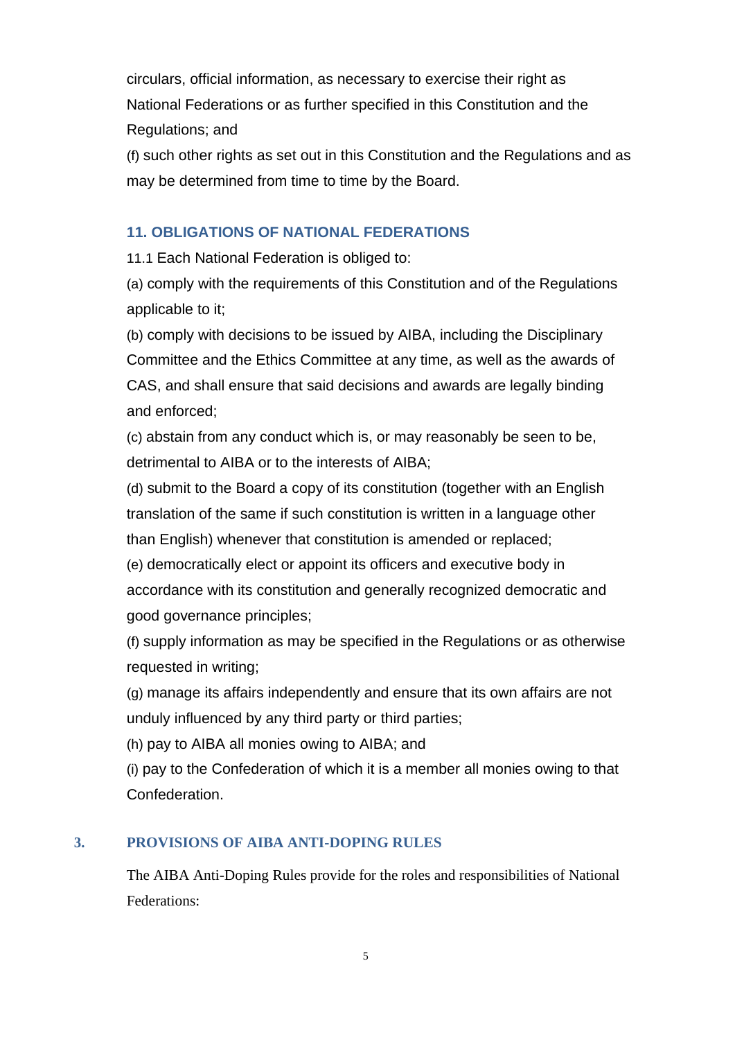circulars, official information, as necessary to exercise their right as National Federations or as further specified in this Constitution and the Regulations; and

(f) such other rights as set out in this Constitution and the Regulations and as may be determined from time to time by the Board.

### 11. OBLIGATIONS OF NATIONAL FEDERATIONS

11.1 Each National Federation is obliged to:

(a) comply with the requirements of this Constitution and of the Regulations applicable to it;

(b) comply with decisions to be issued by AIBA, including the Disciplinary Committee and the Ethics Committee at any time, as well as the awards of CAS, and shall ensure that said decisions and awards are legally binding and enforced;

(c) abstain from any conduct which is, or may reasonably be seen to be, detrimental to AIBA or to the interests of AIBA;

(d) submit to the Board a copy of its constitution (together with an English translation of the same if such constitution is written in a language other than English) whenever that constitution is amended or replaced;

(e) democratically elect or appoint its officers and executive body in accordance with its constitution and generally recognized democratic and good governance principles;

(f) supply information as may be specified in the Regulations or as otherwise requested in writing;

(g) manage its affairs independently and ensure that its own affairs are not unduly influenced by any third party or third parties;

(h) pay to AIBA all monies owing to AIBA; and

(i) pay to the Confederation of which it is a member all monies owing to that Confederation.

## 3. PROVISIONS OF AIBA ANTI-DOPING RULES

The AIBA Anti-Doping Rules provide for the roles and responsibilities of National Federations: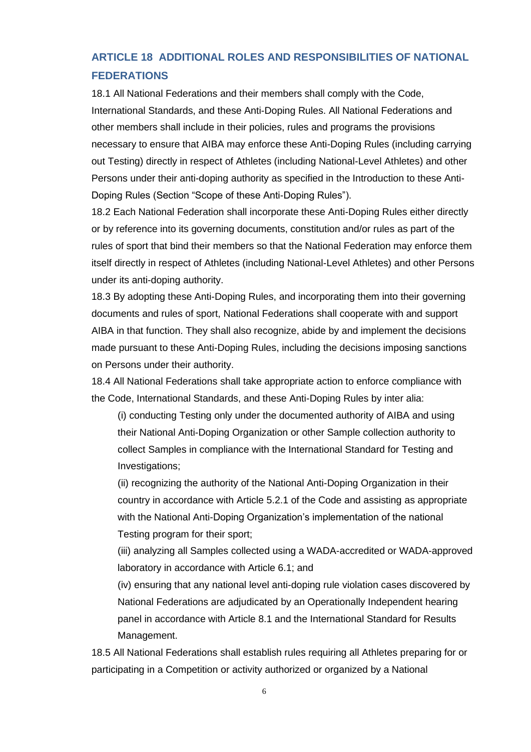## ARTICLE 18 ADDITIONAL ROLES AND RESPONSIBILITIES OF NATIONAL FEDERATIONS

18.1 All National Federations and their members shall comply with the Code, International Standards, and these Anti-Doping Rules. All National Federations and other members shall include in their policies, rules and programs the provisions necessary to ensure that AIBA may enforce these Anti-Doping Rules (including carrying out Testing) directly in respect of Athletes (including National-Level Athletes) and other Persons under their anti-doping authority as specified in the Introduction to these Anti-Doping Rules (Section "Scope of these Anti-Doping Rules").

18.2 Each National Federation shall incorporate these Anti-Doping Rules either directly or by reference into its governing documents, constitution and/or rules as part of the rules of sport that bind their members so that the National Federation may enforce them itself directly in respect of Athletes (including National-Level Athletes) and other Persons under its anti-doping authority.

18.3 By adopting these Anti-Doping Rules, and incorporating them into their governing documents and rules of sport, National Federations shall cooperate with and support AIBA in that function. They shall also recognize, abide by and implement the decisions made pursuant to these Anti-Doping Rules, including the decisions imposing sanctions on Persons under their authority.

18.4 All National Federations shall take appropriate action to enforce compliance with the Code, International Standards, and these Anti-Doping Rules by inter alia:

(i) conducting Testing only under the documented authority of AIBA and using their National Anti-Doping Organization or other Sample collection authority to collect Samples in compliance with the International Standard for Testing and Investigations;

(ii) recognizing the authority of the National Anti-Doping Organization in their country in accordance with Article 5.2.1 of the Code and assisting as appropriate with the National Anti-Doping Organization's implementation of the national Testing program for their sport;

(iii) analyzing all Samples collected using a WADA-accredited or WADA-approved laboratory in accordance with Article 6.1; and

(iv) ensuring that any national level anti-doping rule violation cases discovered by National Federations are adjudicated by an Operationally Independent hearing panel in accordance with Article 8.1 and the International Standard for Results Management.

18.5 All National Federations shall establish rules requiring all Athletes preparing for or participating in a Competition or activity authorized or organized by a National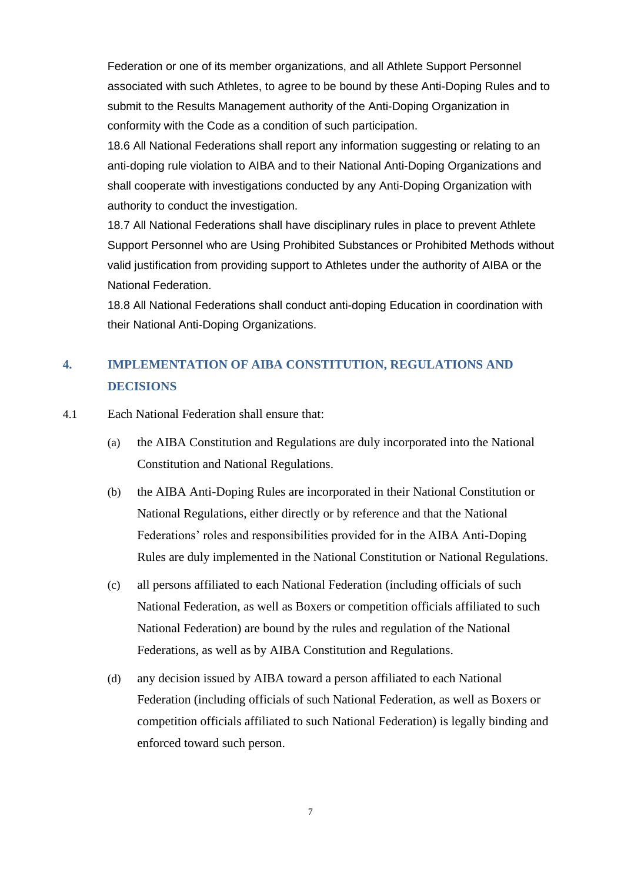Federation or one of its member organizations, and all Athlete Support Personnel associated with such Athletes, to agree to be bound by these Anti-Doping Rules and to submit to the Results Management authority of the Anti-Doping Organization in conformity with the Code as a condition of such participation.

18.6 All National Federations shall report any information suggesting or relating to an anti-doping rule violation to AIBA and to their National Anti-Doping Organizations and shall cooperate with investigations conducted by any Anti-Doping Organization with authority to conduct the investigation.

18.7 All National Federations shall have disciplinary rules in place to prevent Athlete Support Personnel who are Using Prohibited Substances or Prohibited Methods without valid justification from providing support to Athletes under the authority of AIBA or the National Federation.

18.8 All National Federations shall conduct anti-doping Education in coordination with their National Anti-Doping Organizations.

## 4. IMPLEMENTATION OF AIBA CONSTITUTION, REGULATIONS AND DECISIONS

4.1 Each National Federation shall ensure that:

(a) the AIBA Constitution and Regulations are duly incorporated into the National Constitution and National Regulations.

(b) the AIBA Anti-Doping Rules are incorporated in their National Constitution or National Regulations, either directly or by reference and that the National Federations' roles and responsibilities provided for in the AIBA Anti-Doping Rules are duly implemented in the National Constitution or National Regulations.

(c) all persons affiliated to each National Federation (including officials of such National Federation, as well as Boxers or competition officials affiliated to such National Federation) are bound by the rules and regulation of the National Federations, as well as by AIBA Constitution and Regulations.

(d) any decision issued by AIBA toward a person affiliated to each National Federation (including officials of such National Federation, as well as Boxers or competition officials affiliated to such National Federation) is legally binding and enforced toward such person.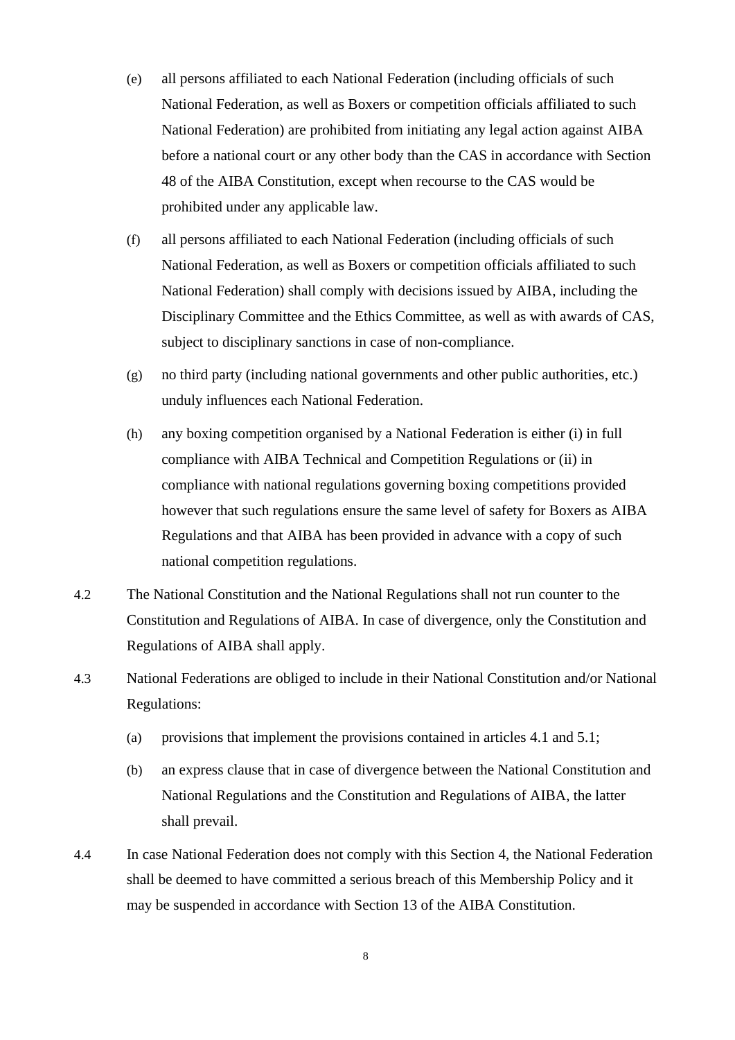(e) all persons affiliated to each National Federation (including officials of such National Federation, as well as Boxers or competition officials affiliated to such National Federation) are prohibited from initiating any legal action against AIBA before a national court or any other body than the CAS in accordance with Section 48 of the AIBA Constitution, except when recourse to the CAS would be prohibited under any applicable law.

(f) all persons affiliated to each National Federation (including officials of such National Federation, as well as Boxers or competition officials affiliated to such National Federation) shall comply with decisions issued by AIBA, including the Disciplinary Committee and the Ethics Committee, as well as with awards of CAS, subject to disciplinary sanctions in case of non-compliance.

(g) no third party (including national governments and other public authorities, etc.) unduly influences each National Federation.

(h) any boxing competition organised by a National Federation is either (i) in full compliance with AIBA Technical and Competition Regulations or (ii) in compliance with national regulations governing boxing competitions provided however that such regulations ensure the same level of safety for Boxers as AIBA Regulations and that AIBA has been provided in advance with a copy of such national competition regulations.

4.2 The National Constitution and the National Regulations shall not run counter to the Constitution and Regulations of AIBA. In case of divergence, only the Constitution and Regulations of AIBA shall apply.

4.3 National Federations are obliged to include in their National Constitution and/or National Regulations:

(a) provisions that implement the provisions contained in articles 4.1 and 5.1;

(b) an express clause that in case of divergence between the National Constitution and National Regulations and the Constitution and Regulations of AIBA, the latter shall prevail.

4.4 In case National Federation does not comply with this Section 4, the National Federation shall be deemed to have committed a serious breach of this Membership Policy and it may be suspended in accordance with Section 13 of the AIBA Constitution.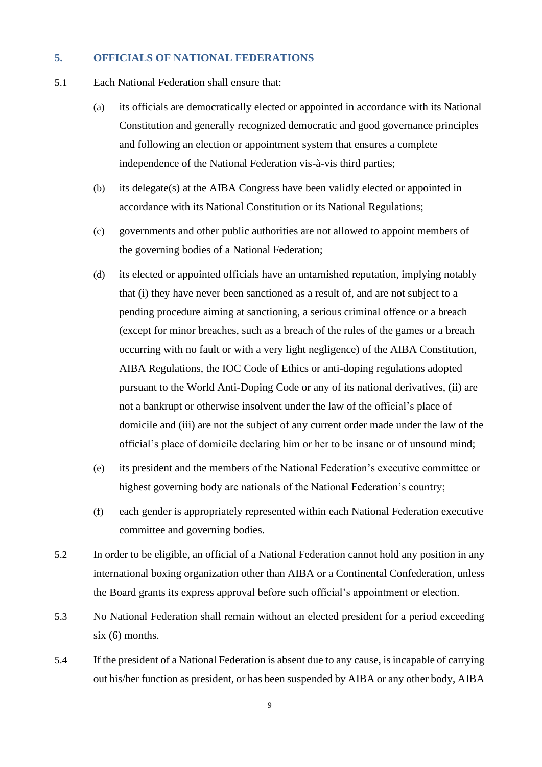## 5. OFFICIALS OF NATIONAL FEDERATIONS

5.1 Each National Federation shall ensure that:

(a) its officials are democratically elected or appointed in accordance with its National Constitution and generally recognized democratic and good governance principles and following an election or appointment system that ensures a complete independence of the National Federation vis-à-vis third parties;

(b) its delegate(s) at the AIBA Congress have been validly elected or appointed in accordance with its National Constitution or its National Regulations;

(c) governments and other public authorities are not allowed to appoint members of the governing bodies of a National Federation;

(d) its elected or appointed officials have an untarnished reputation, implying notably that (i) they have never been sanctioned as a result of, and are not subject to a pending procedure aiming at sanctioning, a serious criminal offence or a breach (except for minor breaches, such as a breach of the rules of the games or a breach occurring with no fault or with a very light negligence) of the AIBA Constitution, AIBA Regulations, the IOC Code of Ethics or anti-doping regulations adopted pursuant to the World Anti-Doping Code or any of its national derivatives, (ii) are not a bankrupt or otherwise insolvent under the law of the official's place of domicile and (iii) are not the subject of any current order made under the law of the official's place of domicile declaring him or her to be insane or of unsound mind;

(e) its president and the members of the National Federation's executive committee or highest governing body are nationals of the National Federation's country;

(f) each gender is appropriately represented within each National Federation executive committee and governing bodies.

5.2 In order to be eligible, an official of a National Federation cannot hold any position in any international boxing organization other than AIBA or a Continental Confederation, unless the Board grants its express approval before such official's appointment or election.

5.3 No National Federation shall remain without an elected president for a period exceeding six (6) months.

5.4 If the president of a National Federation is absent due to any cause, is incapable of carrying out his/her function as president, or has been suspended by AIBA or any other body, AIBA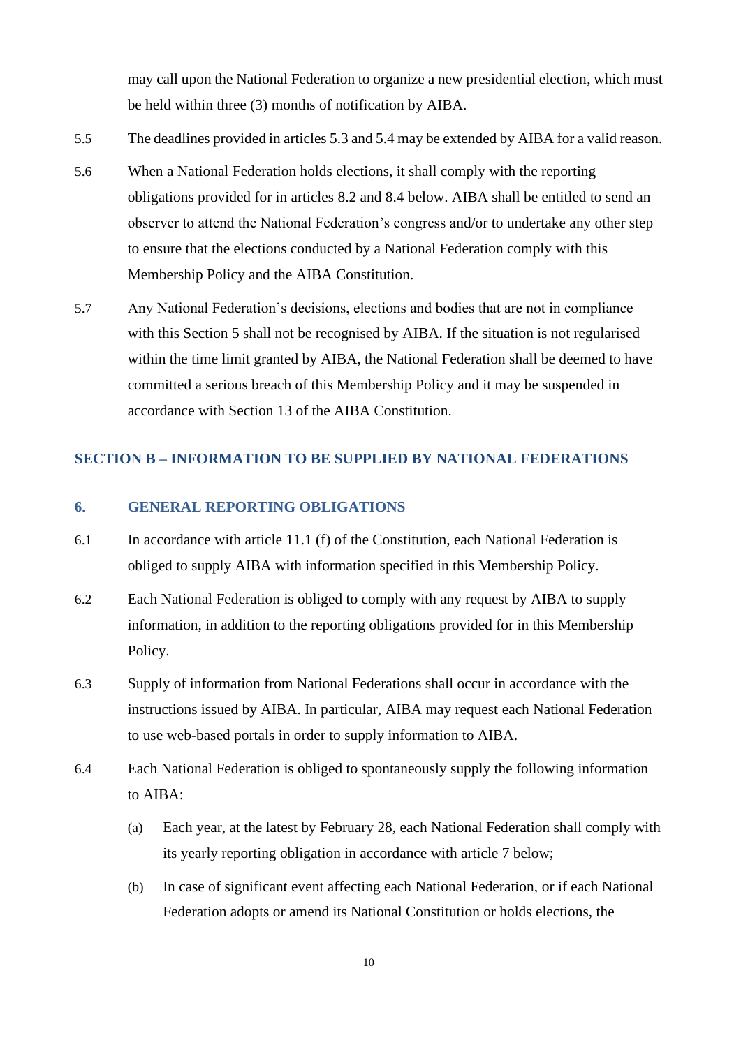may call upon the National Federation to organize a new presidential election, which must be held within three (3) months of notification by AIBA.

5.5 The deadlines provided in articles 5.3 and 5.4 may be extended by AIBA for a valid reason.

5.6 When a National Federation holds elections, it shall comply with the reporting obligations provided for in articles 8.2 and 8.4 below. AIBA shall be entitled to send an observer to attend the National Federation's congress and/or to undertake any other step to ensure that the elections conducted by a National Federation comply with this Membership Policy and the AIBA Constitution.

5.7 Any National Federation's decisions, elections and bodies that are not in compliance with this Section 5 shall not be recognised by AIBA. If the situation is not regularised within the time limit granted by AIBA, the National Federation shall be deemed to have committed a serious breach of this Membership Policy and it may be suspended in accordance with Section 13 of the AIBA Constitution.

## SECTION B – INFORMATION TO BE SUPPLIED BY NATIONAL FEDERATIONS

### 6. GENERAL REPORTING OBLIGATIONS

6.1 In accordance with article 11.1 (f) of the Constitution, each National Federation is obliged to supply AIBA with information specified in this Membership Policy.

6.2 Each National Federation is obliged to comply with any request by AIBA to supply information, in addition to the reporting obligations provided for in this Membership Policy.

6.3 Supply of information from National Federations shall occur in accordance with the instructions issued by AIBA. In particular, AIBA may request each National Federation to use web-based portals in order to supply information to AIBA.

6.4 Each National Federation is obliged to spontaneously supply the following information to AIBA:

(a) Each year, at the latest by February 28, each National Federation shall comply with its yearly reporting obligation in accordance with article 7 below;

(b) In case of significant event affecting each National Federation, or if each National Federation adopts or amend its National Constitution or holds elections, the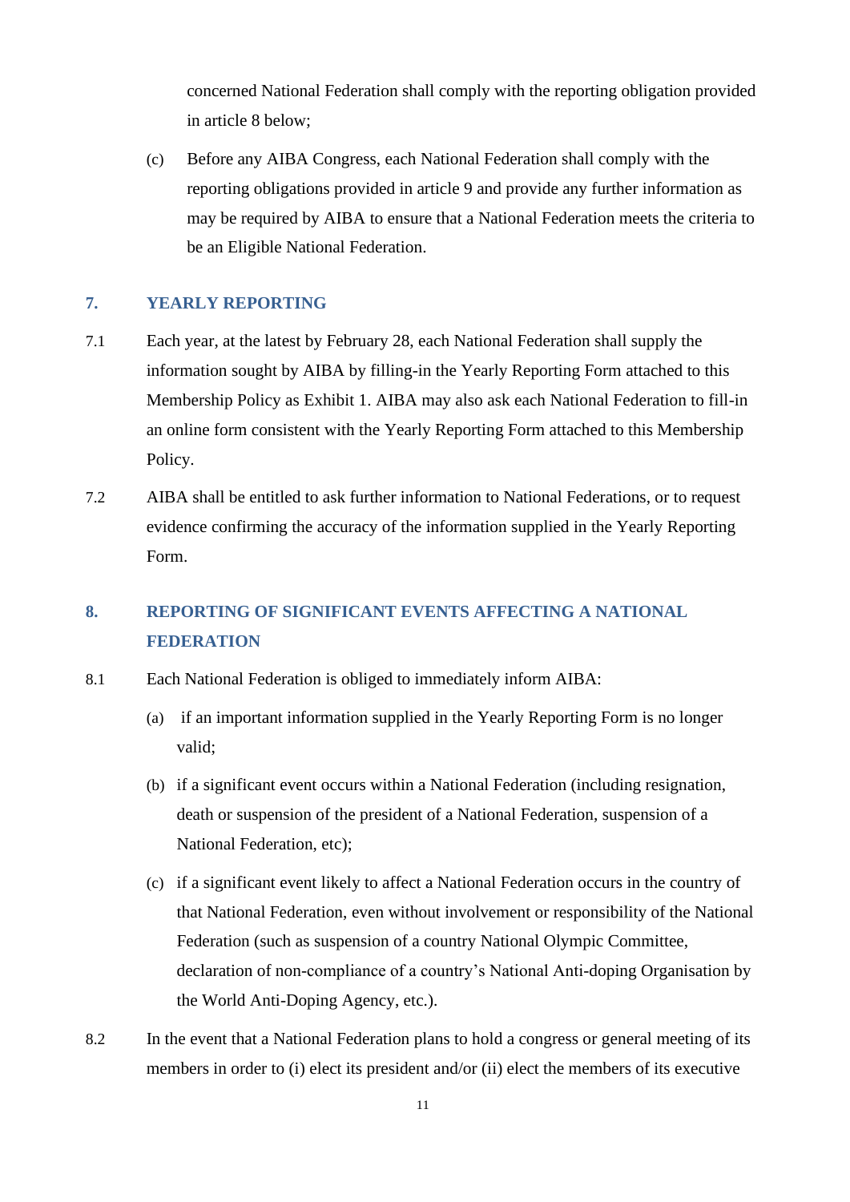concerned National Federation shall comply with the reporting obligation provided in article 8 below;

(c) Before any AIBA Congress, each National Federation shall comply with the reporting obligations provided in article 9 and provide any further information as may be required by AIBA to ensure that a National Federation meets the criteria to be an Eligible National Federation.

## 7. YEARLY REPORTING

7.1 Each year, at the latest by February 28, each National Federation shall supply the information sought by AIBA by filling-in the Yearly Reporting Form attached to this Membership Policy as Exhibit 1. AIBA may also ask each National Federation to fill-in an online form consistent with the Yearly Reporting Form attached to this Membership Policy.

7.2 AIBA shall be entitled to ask further information to National Federations, or to request evidence confirming the accuracy of the information supplied in the Yearly Reporting Form.

## 8. REPORTING OF SIGNIFICANT EVENTS AFFECTING A NATIONAL FEDERATION

8.1 Each National Federation is obliged to immediately inform AIBA:

(a) if an important information supplied in the Yearly Reporting Form is no longer valid;

(b) if a significant event occurs within a National Federation (including resignation, death or suspension of the president of a National Federation, suspension of a National Federation, etc);

(c) if a significant event likely to affect a National Federation occurs in the country of that National Federation, even without involvement or responsibility of the National Federation (such as suspension of a country National Olympic Committee, declaration of non-compliance of a country's National Anti-doping Organisation by the World Anti-Doping Agency, etc.).

8.2 In the event that a National Federation plans to hold a congress or general meeting of its members in order to (i) elect its president and/or (ii) elect the members of its executive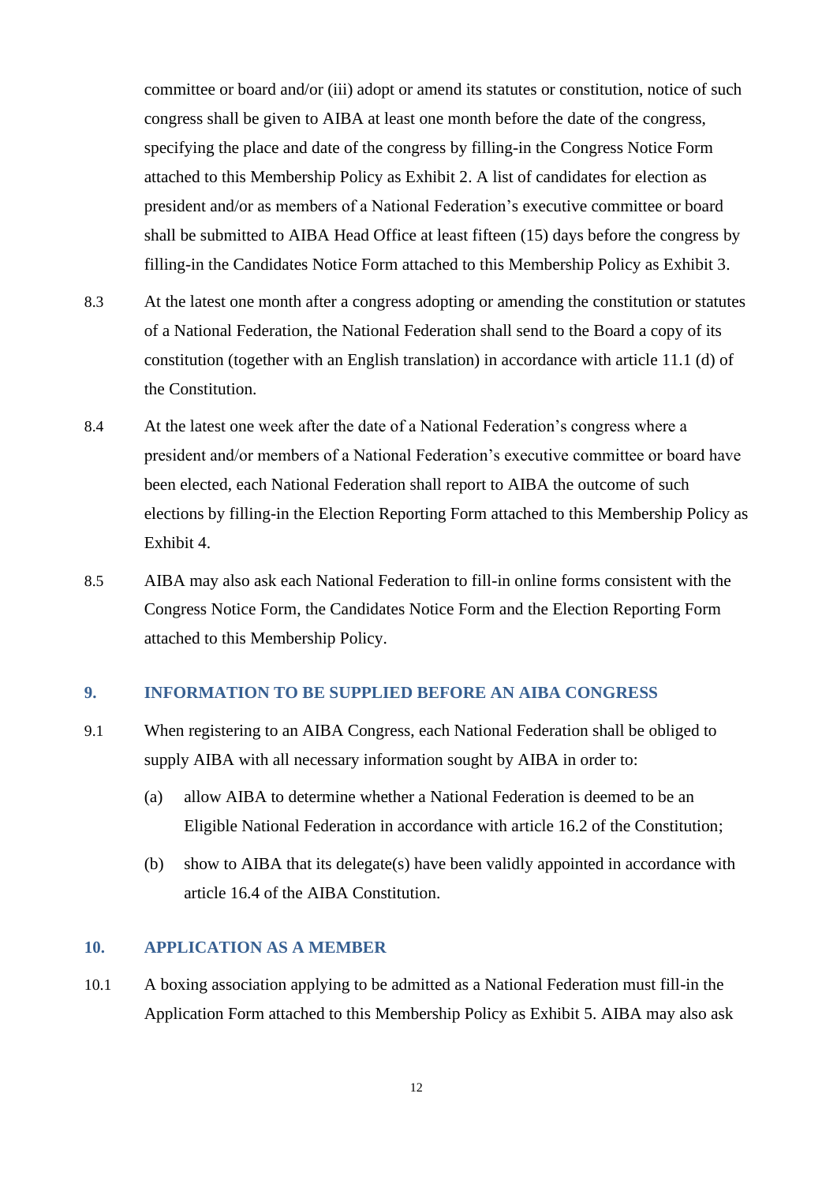committee or board and/or (iii) adopt or amend its statutes or constitution, notice of such congress shall be given to AIBA at least one month before the date of the congress, specifying the place and date of the congress by filling-in the Congress Notice Form attached to this Membership Policy as Exhibit 2. A list of candidates for election as president and/or as members of a National Federation's executive committee or board shall be submitted to AIBA Head Office at least fifteen (15) days before the congress by filling-in the Candidates Notice Form attached to this Membership Policy as Exhibit 3.

8.3 At the latest one month after a congress adopting or amending the constitution or statutes of a National Federation, the National Federation shall send to the Board a copy of its constitution (together with an English translation) in accordance with article 11.1 (d) of the Constitution.

8.4 At the latest one week after the date of a National Federation's congress where a president and/or members of a National Federation's executive committee or board have been elected, each National Federation shall report to AIBA the outcome of such elections by filling-in the Election Reporting Form attached to this Membership Policy as Exhibit 4.

8.5 AIBA may also ask each National Federation to fill-in online forms consistent with the Congress Notice Form, the Candidates Notice Form and the Election Reporting Form attached to this Membership Policy.

## 9. INFORMATION TO BE SUPPLIED BEFORE AN AIBA CONGRESS

9.1 When registering to an AIBA Congress, each National Federation shall be obliged to supply AIBA with all necessary information sought by AIBA in order to:

(a) allow AIBA to determine whether a National Federation is deemed to be an Eligible National Federation in accordance with article 16.2 of the Constitution;

(b) show to AIBA that its delegate(s) have been validly appointed in accordance with article 16.4 of the AIBA Constitution.

## 10. APPLICATION AS A MEMBER

10.1 A boxing association applying to be admitted as a National Federation must fill-in the Application Form attached to this Membership Policy as Exhibit 5. AIBA may also ask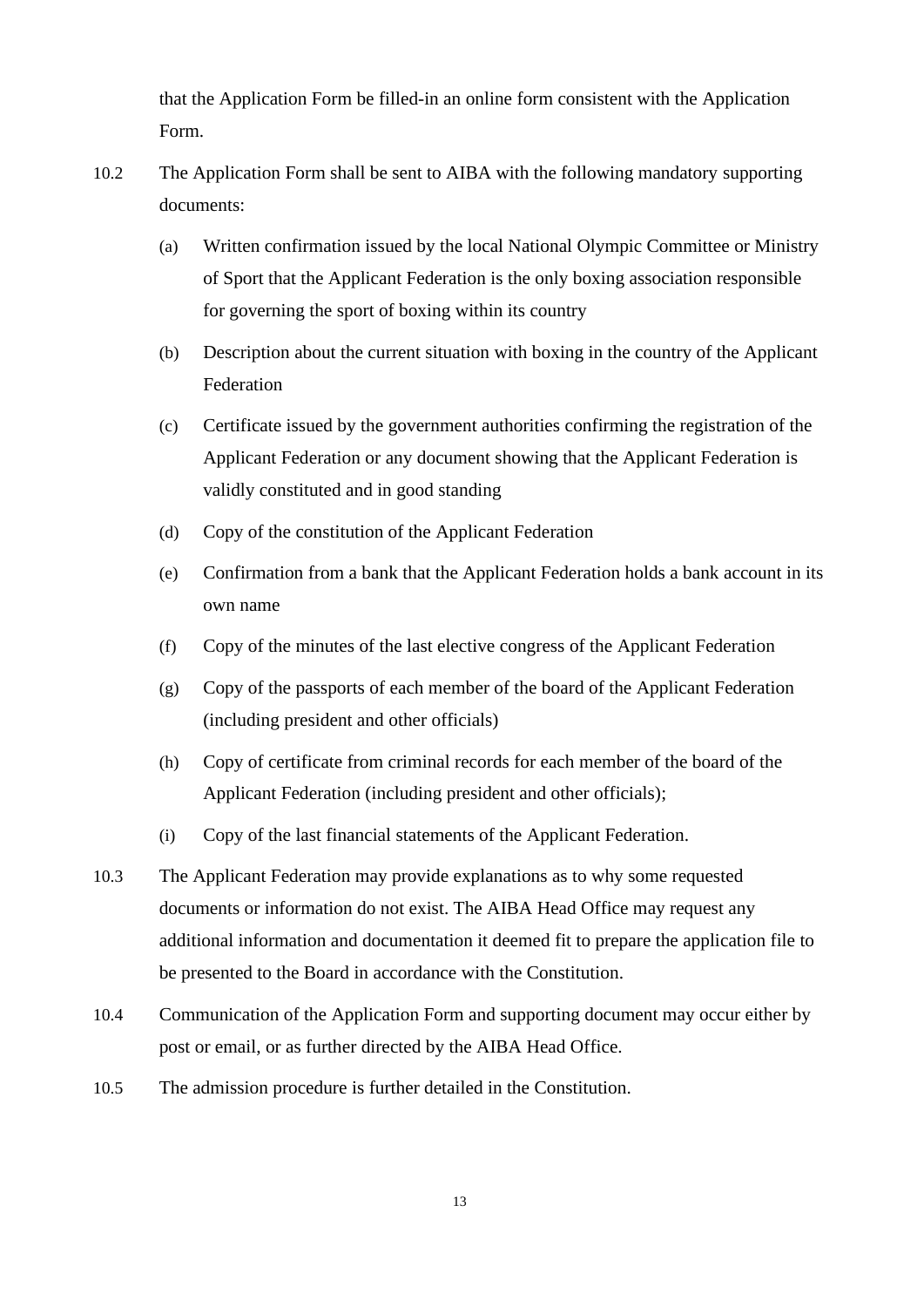that the Application Form be filled-in an online form consistent with the Application Form.

10.2 The Application Form shall be sent to AIBA with the following mandatory supporting documents:

(a) Written confirmation issued by the local National Olympic Committee or Ministry of Sport that the Applicant Federation is the only boxing association responsible for governing the sport of boxing within its country

(b) Description about the current situation with boxing in the country of the Applicant Federation

(c) Certificate issued by the government authorities confirming the registration of the Applicant Federation or any document showing that the Applicant Federation is validly constituted and in good standing

(d) Copy of the constitution of the Applicant Federation

(e) Confirmation from a bank that the Applicant Federation holds a bank account in its own name

(f) Copy of the minutes of the last elective congress of the Applicant Federation

(g) Copy of the passports of each member of the board of the Applicant Federation (including president and other officials)

(h) Copy of certificate from criminal records for each member of the board of the Applicant Federation (including president and other officials);

(i) Copy of the last financial statements of the Applicant Federation.

10.3 The Applicant Federation may provide explanations as to why some requested documents or information do not exist. The AIBA Head Office may request any additional information and documentation it deemed fit to prepare the application file to be presented to the Board in accordance with the Constitution.

10.4 Communication of the Application Form and supporting document may occur either by post or email, or as further directed by the AIBA Head Office.

10.5 The admission procedure is further detailed in the Constitution.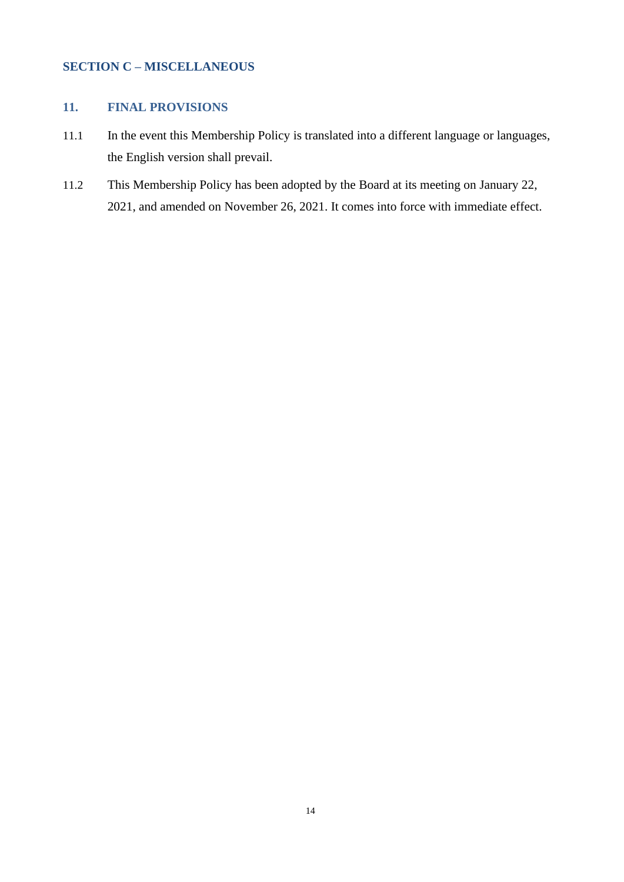## SECTION C – MISCELLANEOUS

### 11. FINAL PROVISIONS

11.1 In the event this Membership Policy is translated into a different language or languages, the English version shall prevail.

11.2 This Membership Policy has been adopted by the Board at its meeting on January 22, 2021, and amended on November 26, 2021. It comes into force with immediate effect.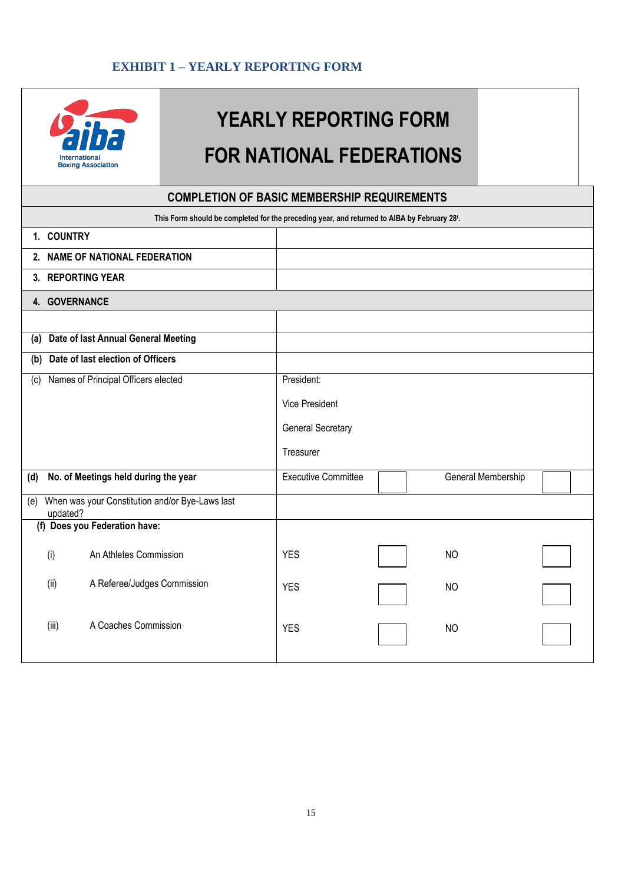### EXHIBIT 1 – YEARLY REPORTING FORM

# YEARLY REPORTING FORM FOR NATIONAL FEDERATIONS

## COMPLETION OF BASIC MEMBERSHIP REQUIREMENTS

**This Form should be completed for the preceding year, and returned to AIBA by February 28t.**

| | | | | |
|---|---|---|---|---|
| **1. COUNTRY** | | | | |
| **2. NAME OF NATIONAL FEDERATION** | | | | |
| **3. REPORTING YEAR** | | | | |
| **4. GOVERNANCE** | | | | |
| | | | | |
| **(a) Date of last Annual General Meeting** | | | | |
| **(b) Date of last election of Officers** | | | | |
| (c) Names of Principal Officers elected | President: | | | |
| | Vice President | | | |
| | General Secretary | | | |
| | Treasurer | | | |
| **(d) No. of Meetings held during the year** | Executive Committee | ☐ | General Membership | ☐ |
| (e) When was your Constitution and/or Bye-Laws last updated? | | | | |
| **(f) Does you Federation have:** | | | | |
| (i) An Athletes Commission | YES | ☐ | NO | ☐ |
| (ii) A Referee/Judges Commission | YES | ☐ | NO | ☐ |
| (iii) A Coaches Commission | YES | ☐ | NO | ☐ |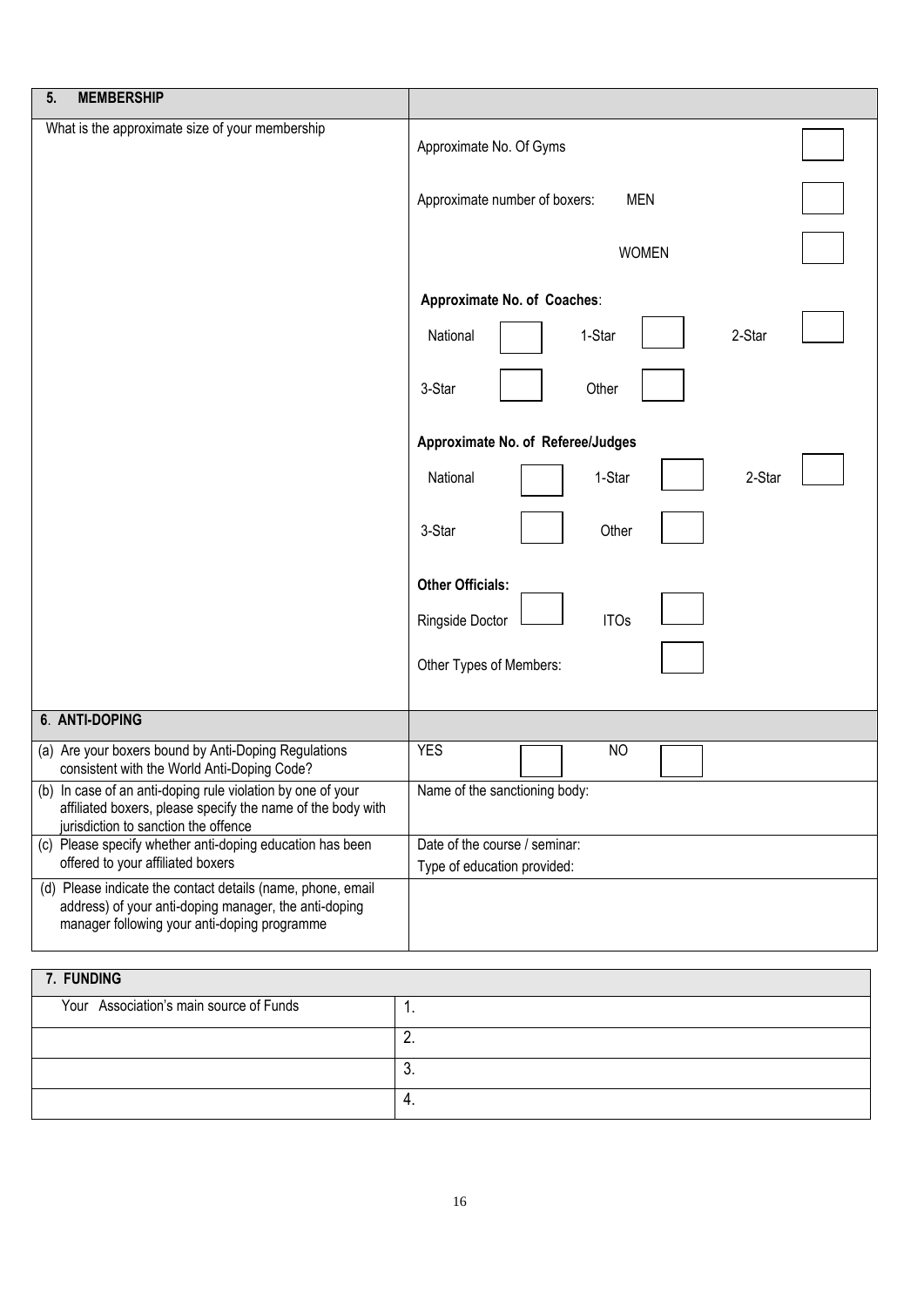| 5. **MEMBERSHIP** | |
|---|---|
| What is the approximate size of your membership | Approximate No. Of Gyms |
| | Approximate number of boxers: MEN |
| | WOMEN |
| | **Approximate No. of Coaches**: |
| | National 1-Star 2-Star |
| | 3-Star Other |
| | **Approximate No. of Referee/Judges** |
| | National 1-Star 2-Star |
| | 3-Star Other |
| | **Other Officials:** |
| | Ringside Doctor ITOs |
| | Other Types of Members: |

| **6. ANTI-DOPING** | |
|---|---|
| (a) Are your boxers bound by Anti-Doping Regulations consistent with the World Anti-Doping Code? | YES NO |
| (b) In case of an anti-doping rule violation by one of your affiliated boxers, please specify the name of the body with jurisdiction to sanction the offence | Name of the sanctioning body: |
| (c) Please specify whether anti-doping education has been offered to your affiliated boxers | Date of the course / seminar:<br>Type of education provided: |
| (d) Please indicate the contact details (name, phone, email address) of your anti-doping manager, the anti-doping manager following your anti-doping programme | |

| **7. FUNDING** | |
|---|---|
| Your Association's main source of Funds | 1. |
| | 2. |
| | 3. |
| | 4. |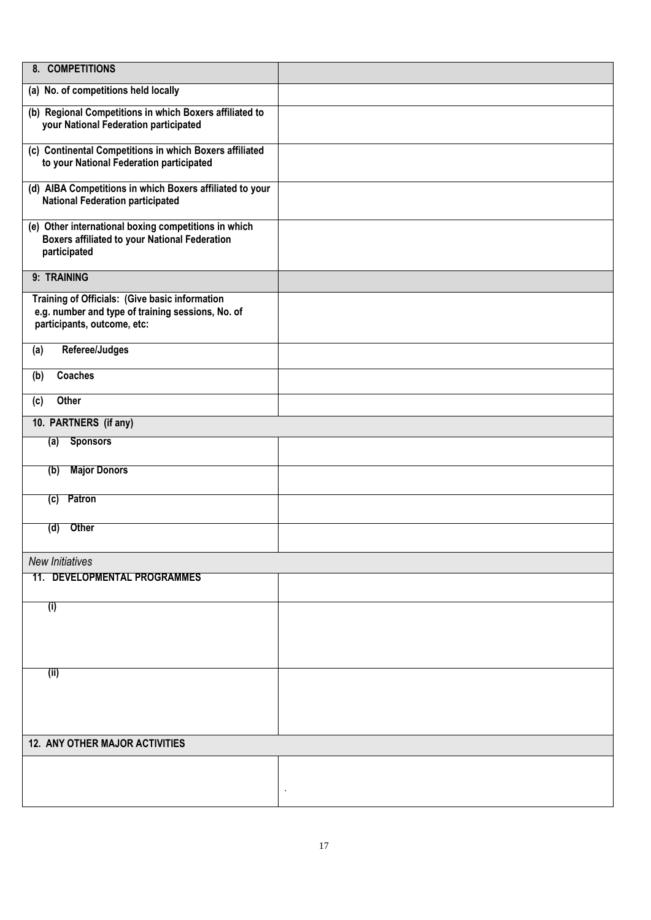| **8. COMPETITIONS** | |
|---|---|
| **(a) No. of competitions held locally** | |
| **(b) Regional Competitions in which Boxers affiliated to your National Federation participated** | |
| **(c) Continental Competitions in which Boxers affiliated to your National Federation participated** | |
| **(d) AIBA Competitions in which Boxers affiliated to your National Federation participated** | |
| **(e) Other international boxing competitions in which Boxers affiliated to your National Federation participated** | |
| **9: TRAINING** | |
| **Training of Officials: (Give basic information e.g. number and type of training sessions, No. of participants, outcome, etc:** | |
| **(a) Referee/Judges** | |
| **(b) Coaches** | |
| **(c) Other** | |
| **10. PARTNERS (if any)** | |
| **(a) Sponsors** | |
| **(b) Major Donors** | |
| **(c) Patron** | |
| **(d) Other** | |
| *New Initiatives* | |
| **11. DEVELOPMENTAL PROGRAMMES** | |
| **(i)** | |
| **(ii)** | |
| **12. ANY OTHER MAJOR ACTIVITIES** | |
| | . |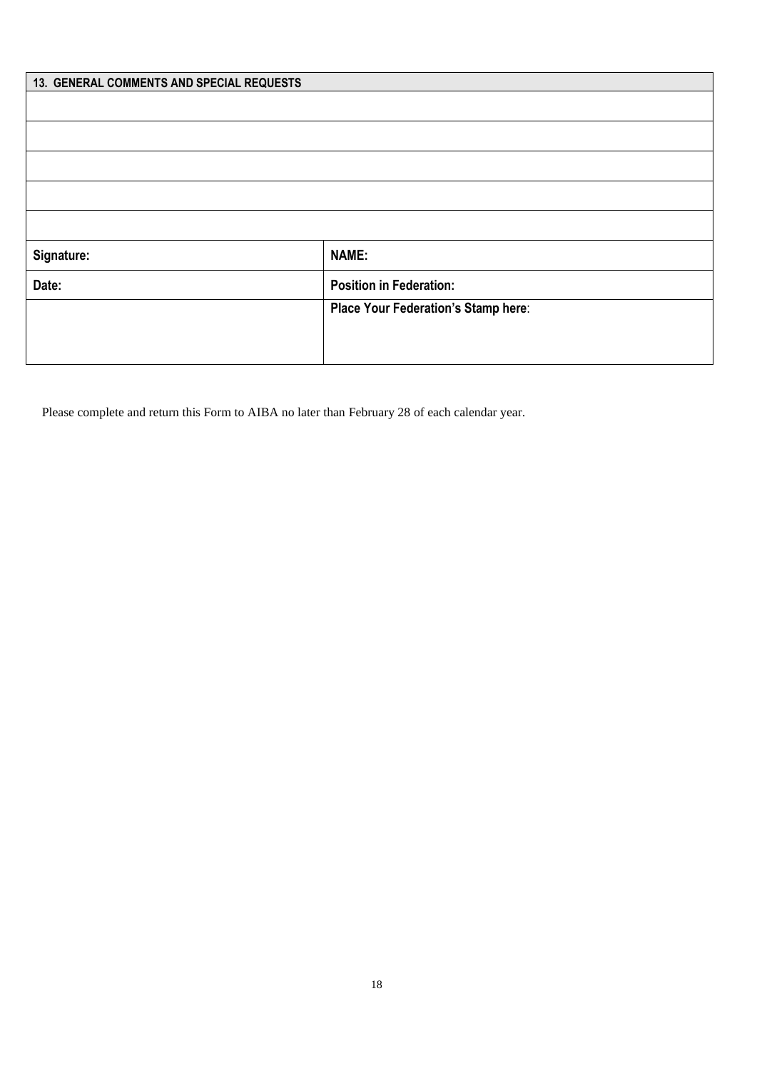| 13. GENERAL COMMENTS AND SPECIAL REQUESTS | |
|---|---|
| | |
| | |
| | |
| | |
| | |
| **Signature:** | **NAME:** |
| **Date:** | **Position in Federation:** |
| | **Place Your Federation's Stamp here**: |

Please complete and return this Form to AIBA no later than February 28 of each calendar year.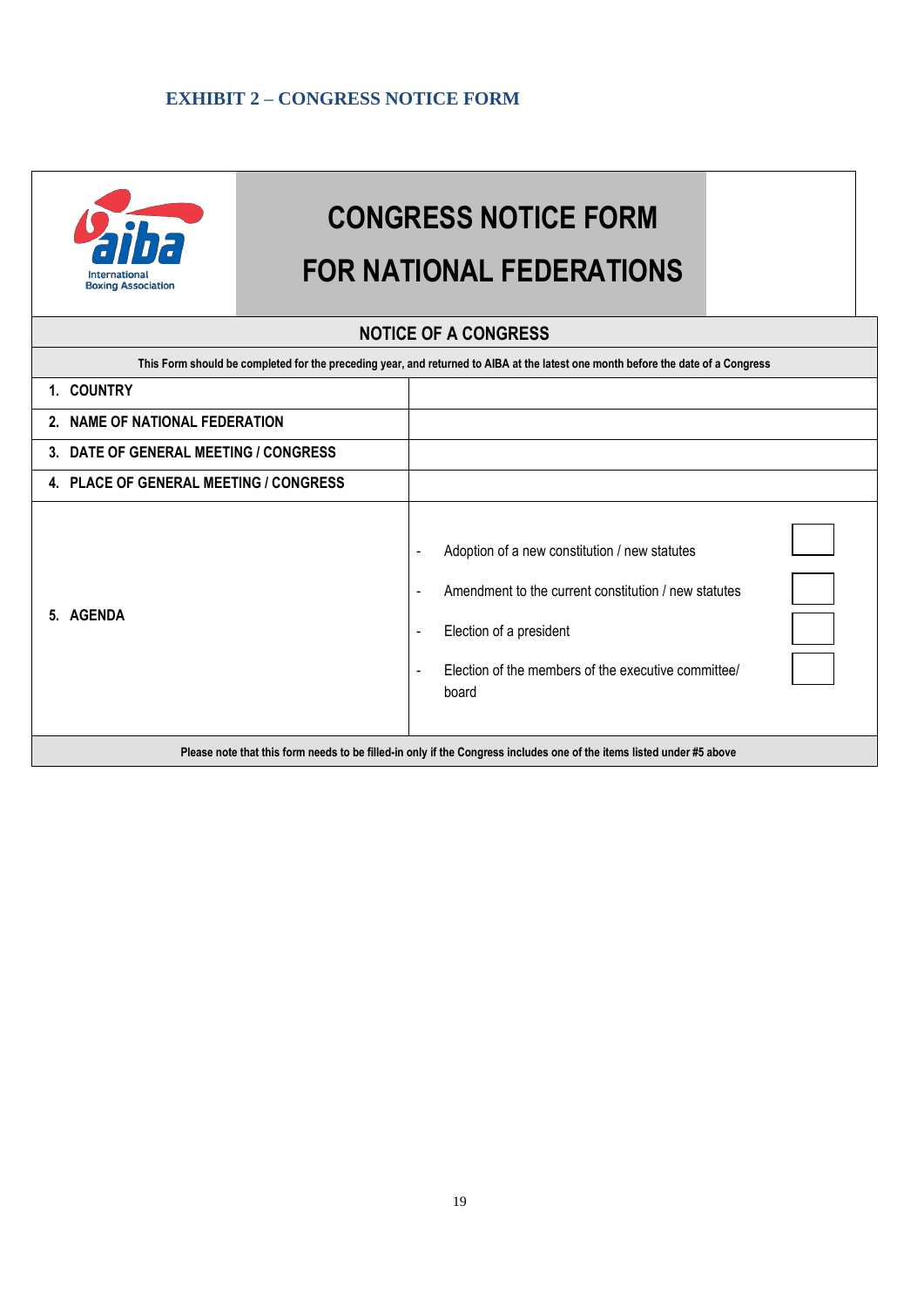## EXHIBIT 2 – CONGRESS NOTICE FORM

aiba
International
Boxing Association

# CONGRESS NOTICE FORM
# FOR NATIONAL FEDERATIONS

| NOTICE OF A CONGRESS | |
|---|---|
| This Form should be completed for the preceding year, and returned to AIBA at the latest one month before the date of a Congress | |
| **1. COUNTRY** | |
| **2. NAME OF NATIONAL FEDERATION** | |
| **3. DATE OF GENERAL MEETING / CONGRESS** | |
| **4. PLACE OF GENERAL MEETING / CONGRESS** | |
| **5. AGENDA** | - Adoption of a new constitution / new statutes ☐<br>- Amendment to the current constitution / new statutes ☐<br>- Election of a president ☐<br>- Election of the members of the executive committee/ board ☐ |
| Please note that this form needs to be filled-in only if the Congress includes one of the items listed under #5 above | |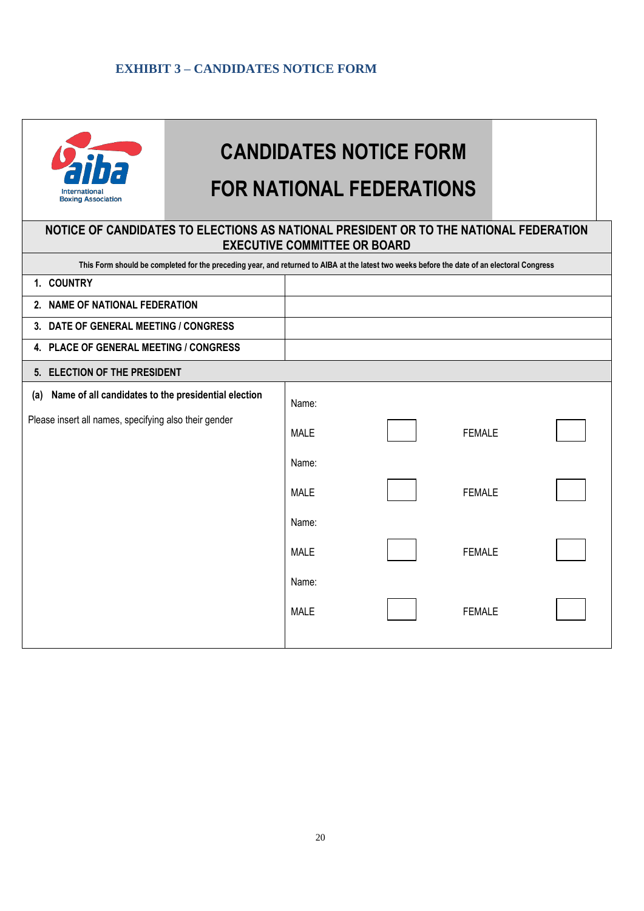### EXHIBIT 3 – CANDIDATES NOTICE FORM

# CANDIDATES NOTICE FORM

# FOR NATIONAL FEDERATIONS

International Boxing Association

**NOTICE OF CANDIDATES TO ELECTIONS AS NATIONAL PRESIDENT OR TO THE NATIONAL FEDERATION EXECUTIVE COMMITTEE OR BOARD**

**This Form should be completed for the preceding year, and returned to AIBA at the latest two weeks before the date of an electoral Congress**

| | |
|---|---|
| **1. COUNTRY** | |
| **2. NAME OF NATIONAL FEDERATION** | |
| **3. DATE OF GENERAL MEETING / CONGRESS** | |
| **4. PLACE OF GENERAL MEETING / CONGRESS** | |
| **5. ELECTION OF THE PRESIDENT** | |
| **(a) Name of all candidates to the presidential election**<br><br>Please insert all names, specifying also their gender | Name:<br>MALE ☐ FEMALE ☐<br>Name:<br>MALE ☐ FEMALE ☐<br>Name:<br>MALE ☐ FEMALE ☐<br>Name:<br>MALE ☐ FEMALE ☐ |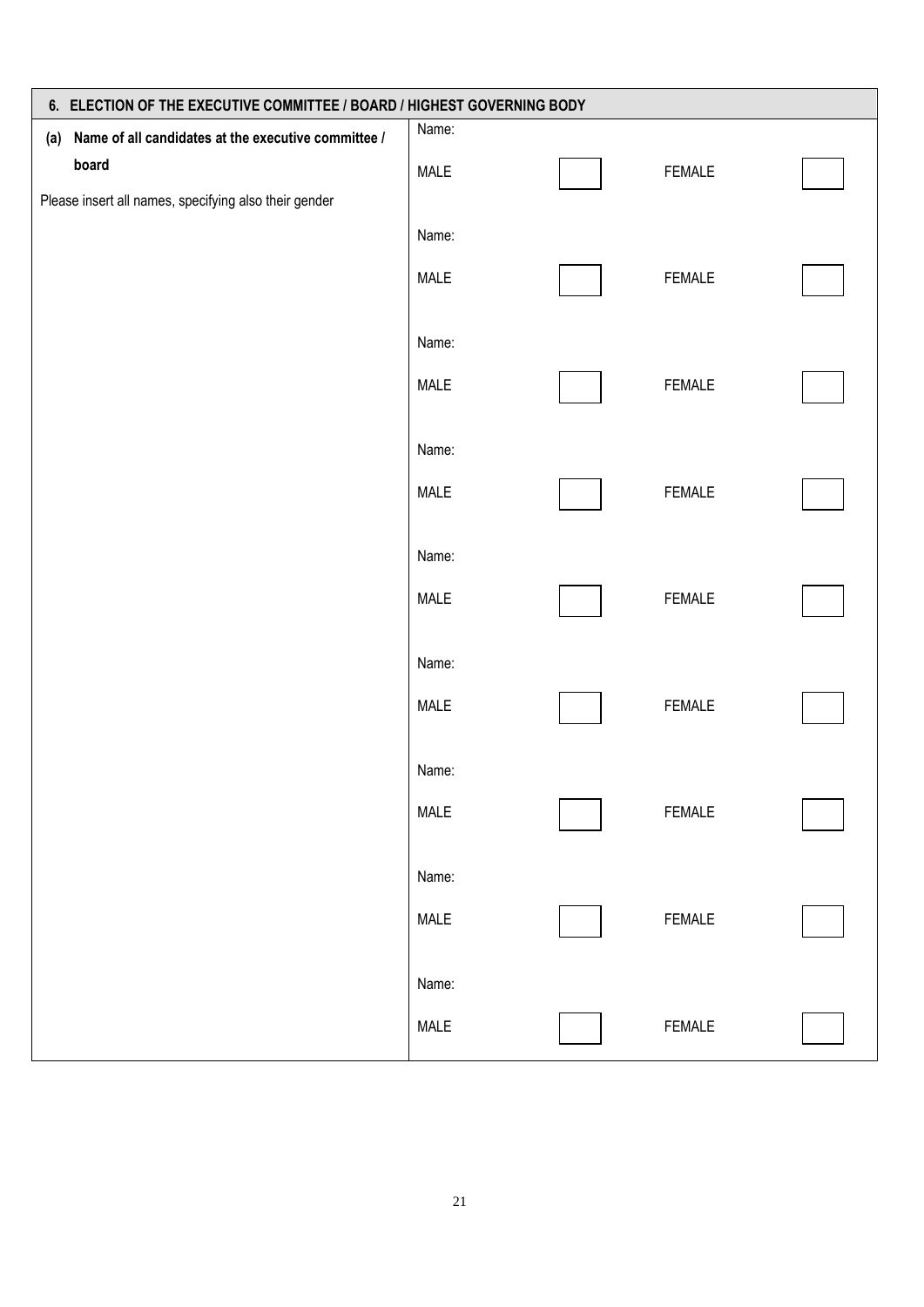| 6. ELECTION OF THE EXECUTIVE COMMITTEE / BOARD / HIGHEST GOVERNING BODY | | | | |
|---|---|---|---|---|
| **(a) Name of all candidates at the executive committee / board**<br><br>Please insert all names, specifying also their gender | Name: | | | |
| | MALE | ☐ | FEMALE | ☐ |
| | Name: | | | |
| | MALE | ☐ | FEMALE | ☐ |
| | Name: | | | |
| | MALE | ☐ | FEMALE | ☐ |
| | Name: | | | |
| | MALE | ☐ | FEMALE | ☐ |
| | Name: | | | |
| | MALE | ☐ | FEMALE | ☐ |
| | Name: | | | |
| | MALE | ☐ | FEMALE | ☐ |
| | Name: | | | |
| | MALE | ☐ | FEMALE | ☐ |
| | Name: | | | |
| | MALE | ☐ | FEMALE | ☐ |
| | Name: | | | |
| | MALE | ☐ | FEMALE | ☐ |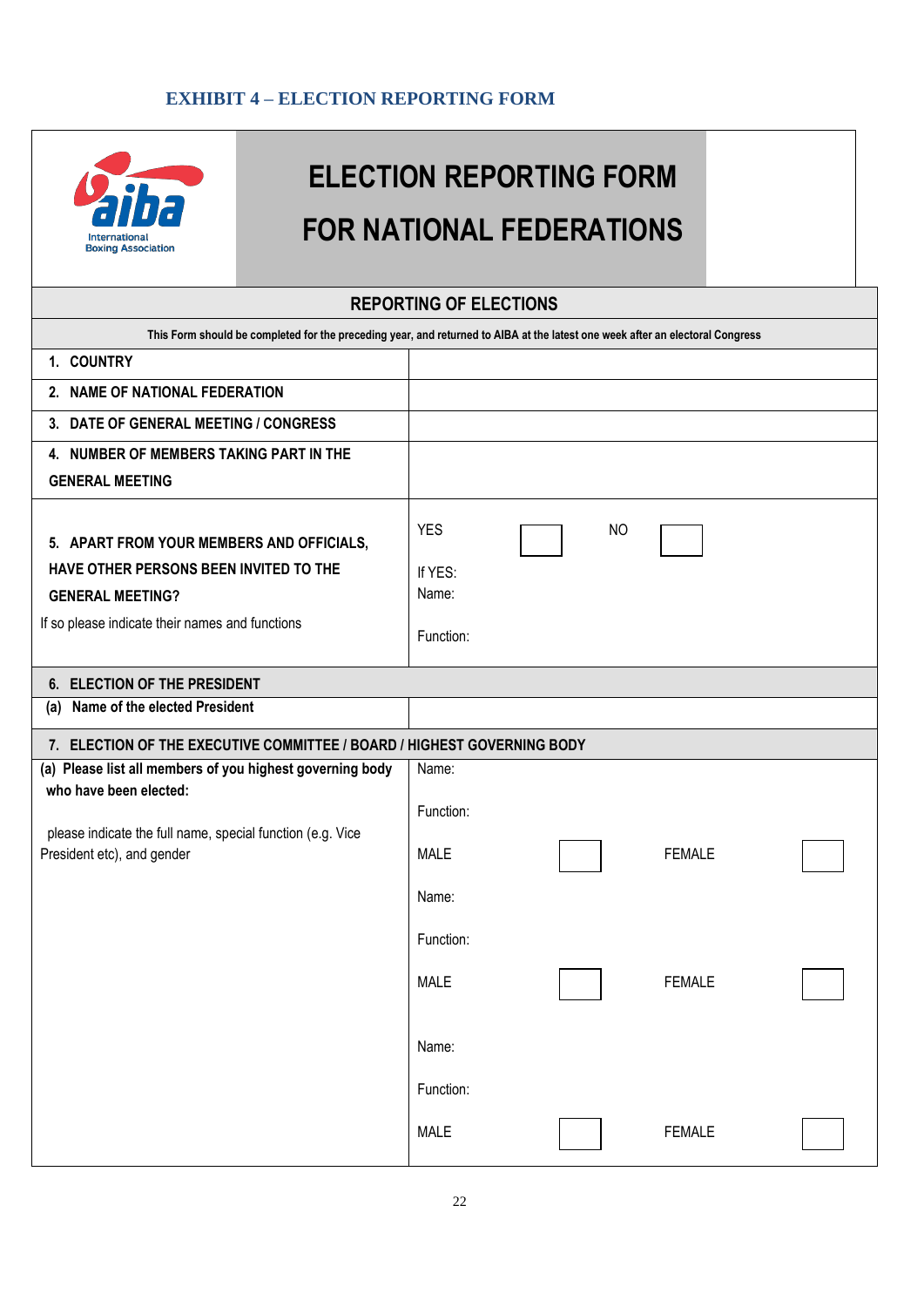## EXHIBIT 4 – ELECTION REPORTING FORM

# ELECTION REPORTING FORM FOR NATIONAL FEDERATIONS

International Boxing Association

| REPORTING OF ELECTIONS | |
|---|---|
| This Form should be completed for the preceding year, and returned to AIBA at the latest one week after an electoral Congress | |
| 1. COUNTRY | |
| 2. NAME OF NATIONAL FEDERATION | |
| 3. DATE OF GENERAL MEETING / CONGRESS | |
| 4. NUMBER OF MEMBERS TAKING PART IN THE GENERAL MEETING | |
| 5. APART FROM YOUR MEMBERS AND OFFICIALS, HAVE OTHER PERSONS BEEN INVITED TO THE GENERAL MEETING? If so please indicate their names and functions | YES ☐ NO ☐ <br> If YES: <br> Name: <br> Function: |
| 6. ELECTION OF THE PRESIDENT | |
| (a) Name of the elected President | |
| 7. ELECTION OF THE EXECUTIVE COMMITTEE / BOARD / HIGHEST GOVERNING BODY | |
| (a) Please list all members of you highest governing body who have been elected: <br> please indicate the full name, special function (e.g. Vice President etc), and gender | Name: <br> Function: <br> MALE ☐ FEMALE ☐ <br> Name: <br> Function: <br> MALE ☐ FEMALE ☐ <br> Name: <br> Function: <br> MALE ☐ FEMALE ☐ |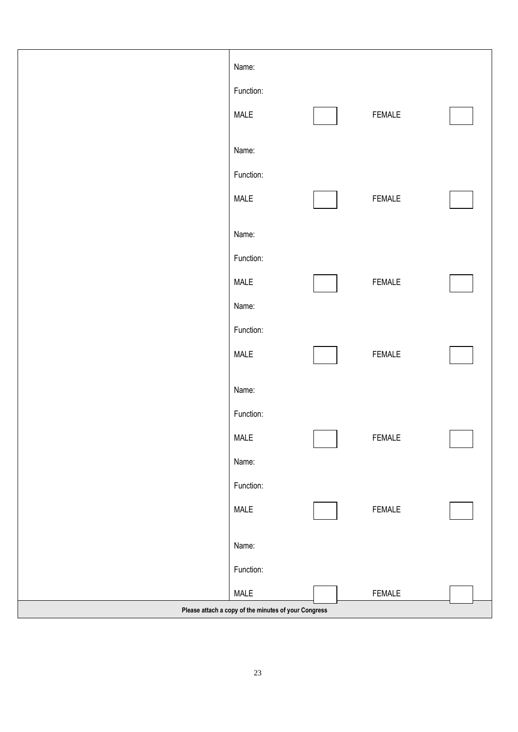| | |
|---|---|
| | Name:<br>Function:<br>MALE ☐ FEMALE ☐<br><br>Name:<br>Function:<br>MALE ☐ FEMALE ☐<br><br>Name:<br>Function:<br>MALE ☐ FEMALE ☐<br><br>Name:<br>Function:<br>MALE ☐ FEMALE ☐<br><br>Name:<br>Function:<br>MALE ☐ FEMALE ☐<br><br>Name:<br>Function:<br>MALE ☐ FEMALE ☐<br><br>Name:<br>Function:<br>MALE ☐ FEMALE ☐ |
| **Please attach a copy of the minutes of your Congress** | |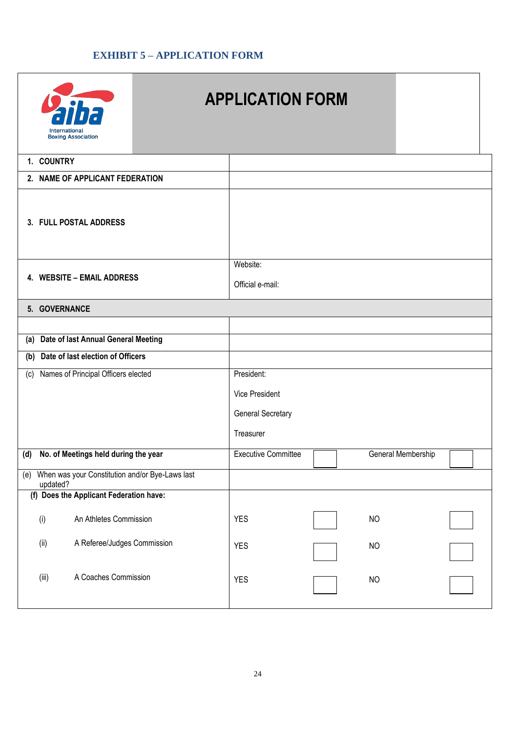## EXHIBIT 5 – APPLICATION FORM

AIBA International Boxing Association

# APPLICATION FORM

| | | | | |
|---|---|---|---|---|
| **1. COUNTRY** | | | | |
| **2. NAME OF APPLICANT FEDERATION** | | | | |
| **3. FULL POSTAL ADDRESS** | | | | |
| **4. WEBSITE – EMAIL ADDRESS** | Website:<br>Official e-mail: | | | |
| **5. GOVERNANCE** | | | | |
| | | | | |
| **(a) Date of last Annual General Meeting** | | | | |
| **(b) Date of last election of Officers** | | | | |
| (c) Names of Principal Officers elected | President:<br>Vice President<br>General Secretary<br>Treasurer | | | |
| **(d) No. of Meetings held during the year** | Executive Committee | ☐ | General Membership | ☐ |
| (e) When was your Constitution and/or Bye-Laws last updated? | | | | |
| **(f) Does the Applicant Federation have:** | | | | |
| (i) An Athletes Commission | YES | ☐ | NO | ☐ |
| (ii) A Referee/Judges Commission | YES | ☐ | NO | ☐ |
| (iii) A Coaches Commission | YES | ☐ | NO | ☐ |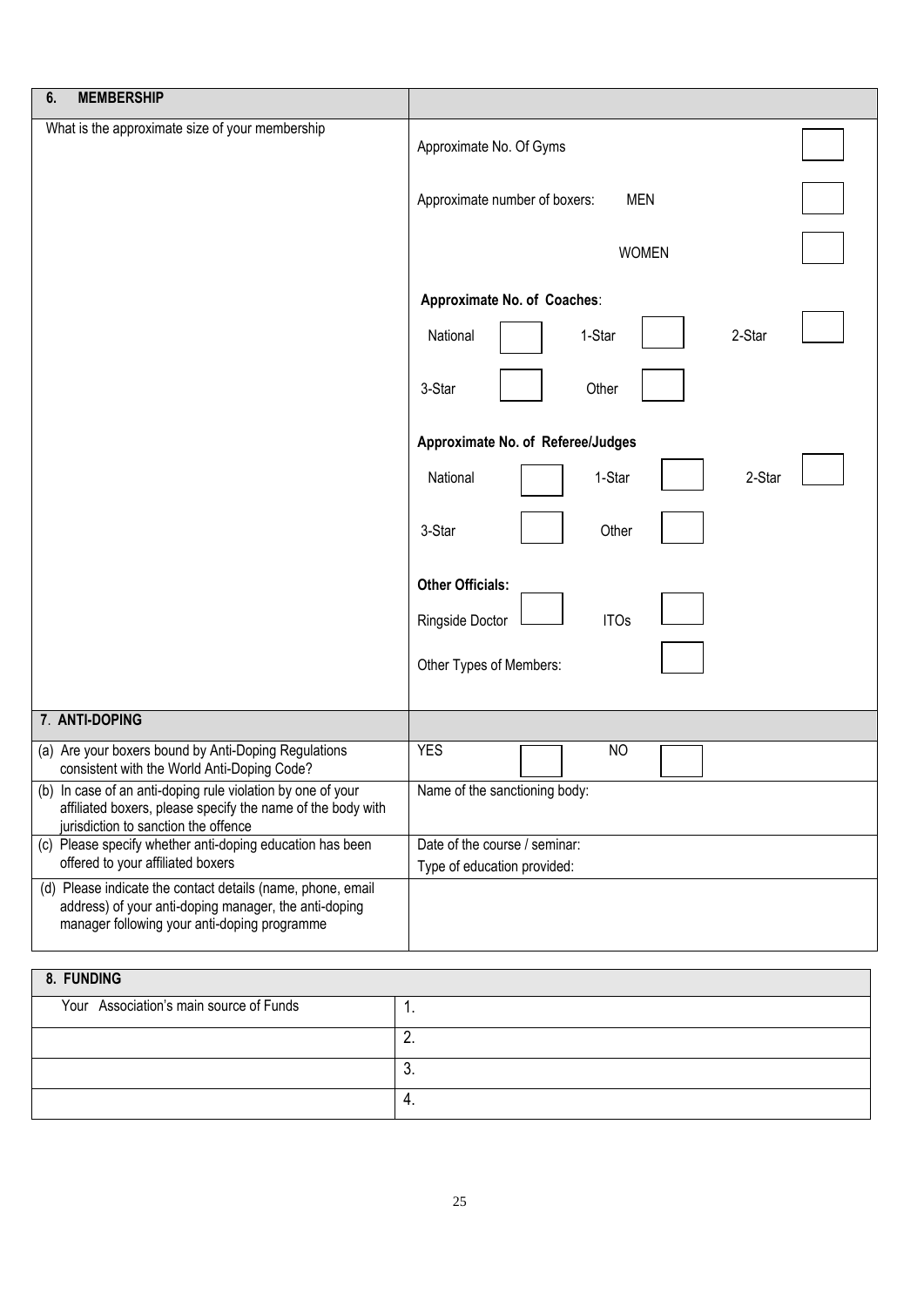| 6. MEMBERSHIP | |
|---|---|
| What is the approximate size of your membership | Approximate No. Of Gyms |
| | Approximate number of boxers: MEN |
| | WOMEN |
| | **Approximate No. of Coaches**: |
| | National 1-Star 2-Star |
| | 3-Star Other |
| | **Approximate No. of Referee/Judges** |
| | National 1-Star 2-Star |
| | 3-Star Other |
| | **Other Officials:** |
| | Ringside Doctor ITOs |
| | Other Types of Members: |

| 7. ANTI-DOPING | |
|---|---|
| (a) Are your boxers bound by Anti-Doping Regulations consistent with the World Anti-Doping Code? | YES NO |
| (b) In case of an anti-doping rule violation by one of your affiliated boxers, please specify the name of the body with jurisdiction to sanction the offence | Name of the sanctioning body: |
| (c) Please specify whether anti-doping education has been offered to your affiliated boxers | Date of the course / seminar:<br>Type of education provided: |
| (d) Please indicate the contact details (name, phone, email address) of your anti-doping manager, the anti-doping manager following your anti-doping programme | |

| 8. FUNDING | |
|---|---|
| Your Association's main source of Funds | 1. |
| | 2. |
| | 3. |
| | 4. |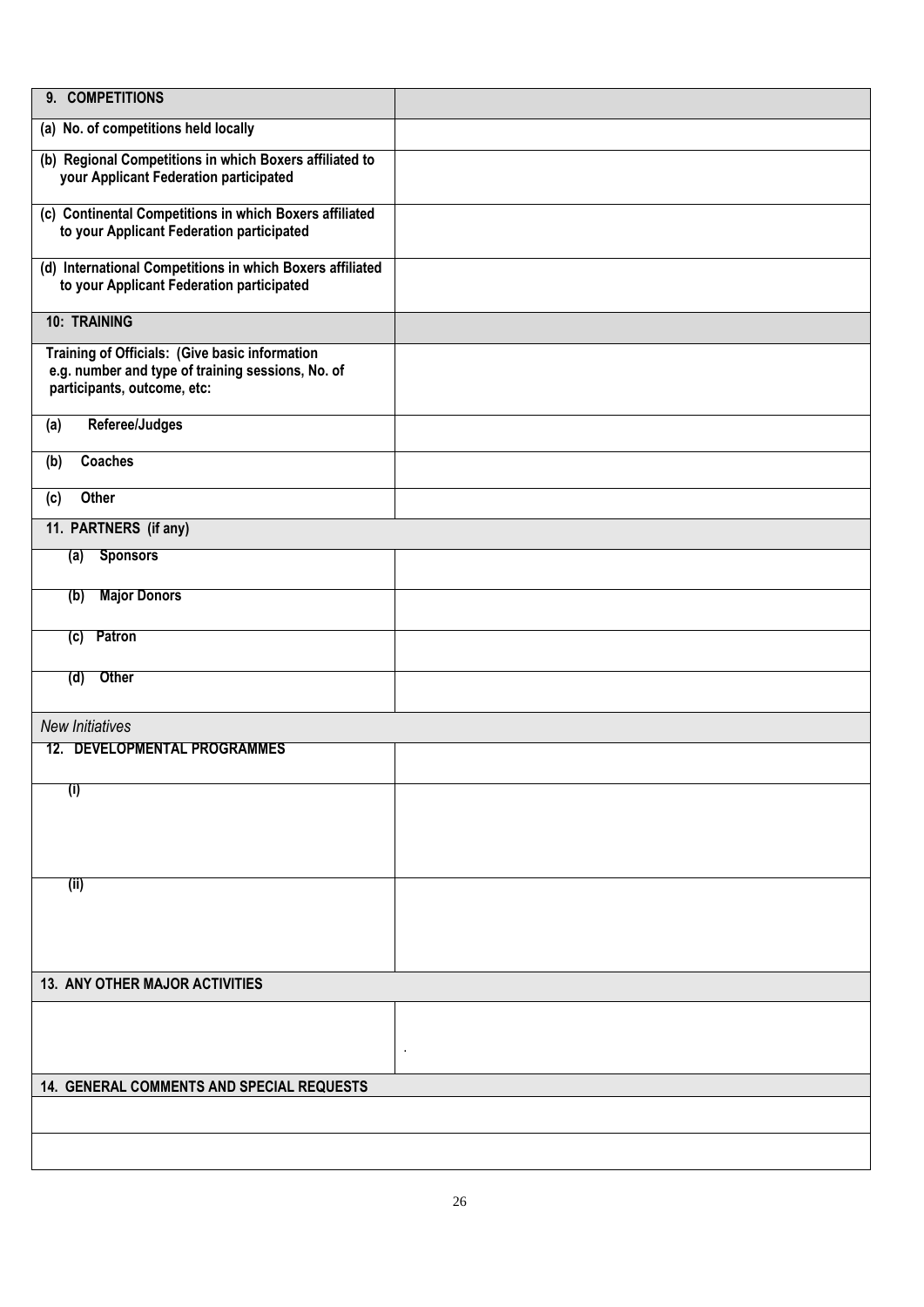| 9. COMPETITIONS | |
|---|---|
| (a) No. of competitions held locally | |
| (b) Regional Competitions in which Boxers affiliated to your Applicant Federation participated | |
| (c) Continental Competitions in which Boxers affiliated to your Applicant Federation participated | |
| (d) International Competitions in which Boxers affiliated to your Applicant Federation participated | |
| 10: TRAINING | |
| Training of Officials: (Give basic information e.g. number and type of training sessions, No. of participants, outcome, etc: | |
| (a) Referee/Judges | |
| (b) Coaches | |
| (c) Other | |
| 11. PARTNERS (if any) | |
| (a) Sponsors | |
| (b) Major Donors | |
| (c) Patron | |
| (d) Other | |
| *New Initiatives* | |
| 12. DEVELOPMENTAL PROGRAMMES | |
| (i) | |
| (ii) | |
| 13. ANY OTHER MAJOR ACTIVITIES | |
| | . |
| 14. GENERAL COMMENTS AND SPECIAL REQUESTS | |
| | |
| | |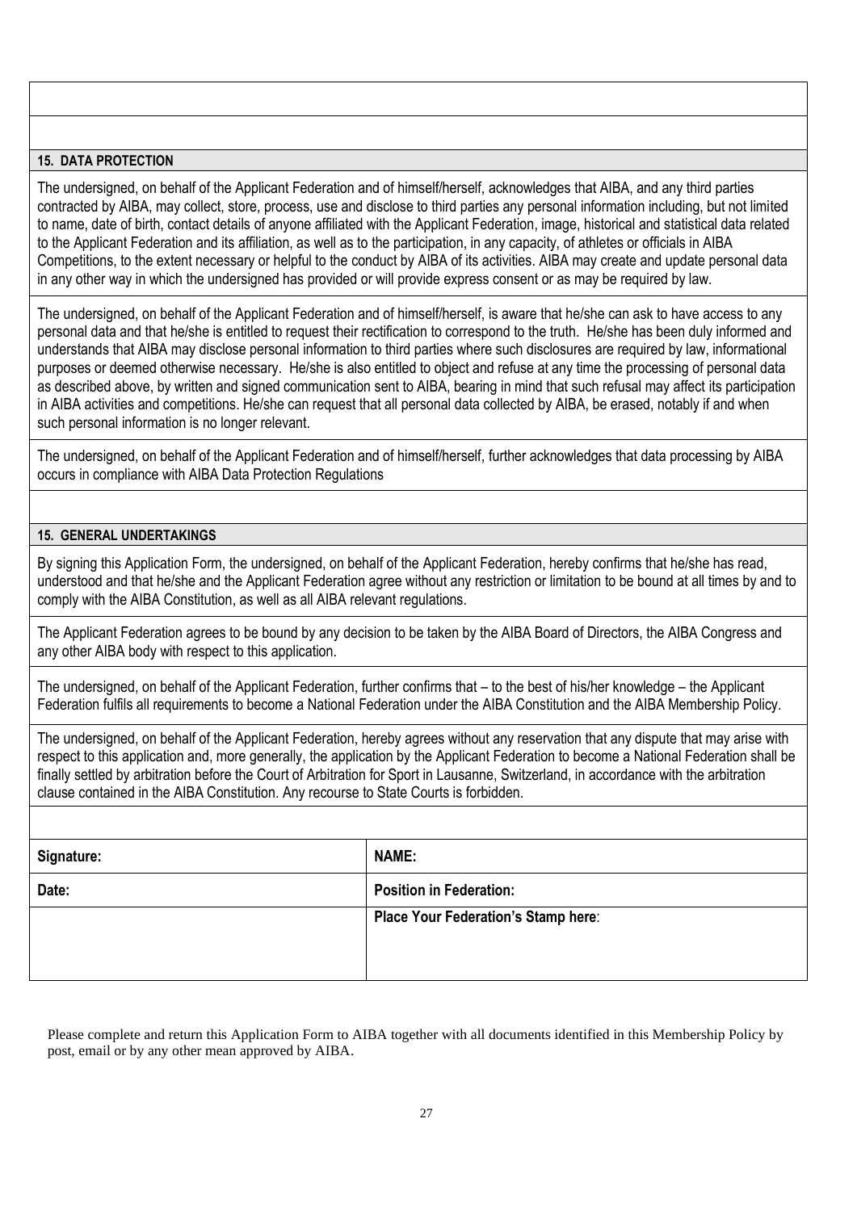## 15. DATA PROTECTION

The undersigned, on behalf of the Applicant Federation and of himself/herself, acknowledges that AIBA, and any third parties contracted by AIBA, may collect, store, process, use and disclose to third parties any personal information including, but not limited to name, date of birth, contact details of anyone affiliated with the Applicant Federation, image, historical and statistical data related to the Applicant Federation and its affiliation, as well as to the participation, in any capacity, of athletes or officials in AIBA Competitions, to the extent necessary or helpful to the conduct by AIBA of its activities. AIBA may create and update personal data in any other way in which the undersigned has provided or will provide express consent or as may be required by law.

The undersigned, on behalf of the Applicant Federation and of himself/herself, is aware that he/she can ask to have access to any personal data and that he/she is entitled to request their rectification to correspond to the truth. He/she has been duly informed and understands that AIBA may disclose personal information to third parties where such disclosures are required by law, informational purposes or deemed otherwise necessary. He/she is also entitled to object and refuse at any time the processing of personal data as described above, by written and signed communication sent to AIBA, bearing in mind that such refusal may affect its participation in AIBA activities and competitions. He/she can request that all personal data collected by AIBA, be erased, notably if and when such personal information is no longer relevant.

The undersigned, on behalf of the Applicant Federation and of himself/herself, further acknowledges that data processing by AIBA occurs in compliance with AIBA Data Protection Regulations

## 15. GENERAL UNDERTAKINGS

By signing this Application Form, the undersigned, on behalf of the Applicant Federation, hereby confirms that he/she has read, understood and that he/she and the Applicant Federation agree without any restriction or limitation to be bound at all times by and to comply with the AIBA Constitution, as well as all AIBA relevant regulations.

The Applicant Federation agrees to be bound by any decision to be taken by the AIBA Board of Directors, the AIBA Congress and any other AIBA body with respect to this application.

The undersigned, on behalf of the Applicant Federation, further confirms that – to the best of his/her knowledge – the Applicant Federation fulfils all requirements to become a National Federation under the AIBA Constitution and the AIBA Membership Policy.

The undersigned, on behalf of the Applicant Federation, hereby agrees without any reservation that any dispute that may arise with respect to this application and, more generally, the application by the Applicant Federation to become a National Federation shall be finally settled by arbitration before the Court of Arbitration for Sport in Lausanne, Switzerland, in accordance with the arbitration clause contained in the AIBA Constitution. Any recourse to State Courts is forbidden.

| | |
|---|---|
| **Signature:** | **NAME:** |
| **Date:** | **Position in Federation:** |
| | **Place Your Federation's Stamp here**: |

Please complete and return this Application Form to AIBA together with all documents identified in this Membership Policy by post, email or by any other mean approved by AIBA.